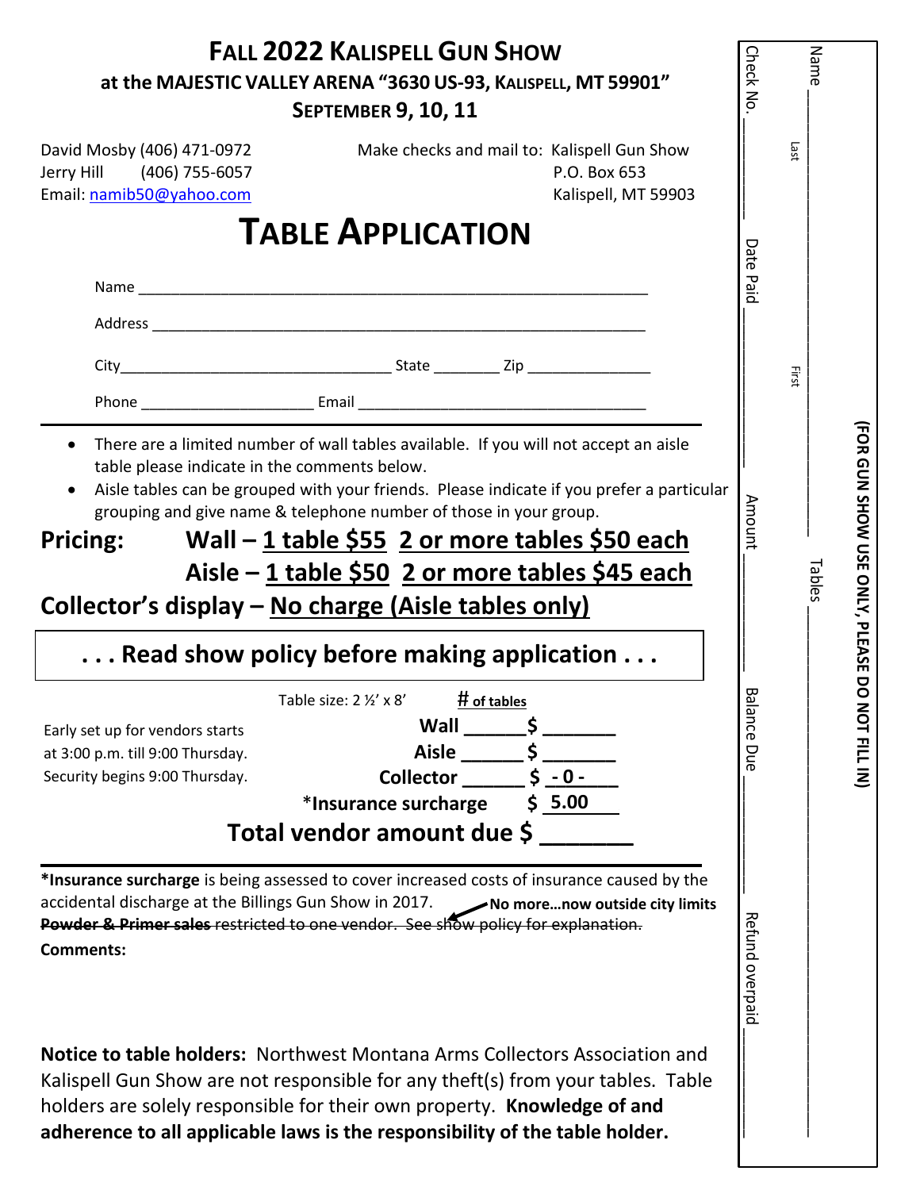# FALL 2022 KALISPELL GUN SHOW

### at the MAJESTIC VALLEY ARENA "3630 US-93, KALISPELL, MT 59901"

### SEPTEMBER 9, 10, 11

David Mosby (406) 471-0972
Jerry Hill (406) 755-6057
Email: namib50@yahoo.com

Make checks and mail to: Kalispell Gun Show
P.O. Box 653
Kalispell, MT 59903

# TABLE APPLICATION

Name ____________________________________________________________

Address __________________________________________________________

City______________________________ State ________ Zip _______________

Phone ____________________ Email __________________________________

---

- There are a limited number of wall tables available. If you will not accept an aisle table please indicate in the comments below.
- Aisle tables can be grouped with your friends. Please indicate if you prefer a particular grouping and give name & telephone number of those in your group.

**Pricing: Wall – 1 table $55 2 or more tables $50 each**

**Aisle – 1 table $50 2 or more tables $45 each**

**Collector's display – No charge (Aisle tables only)**

**. . . Read show policy before making application . . .**

Early set up for vendors starts at 3:00 p.m. till 9:00 Thursday.
Security begins 9:00 Thursday.

Table size: 2 ½' x 8'

| | # of tables | $ |
|---|---|---|
| **Wall** | ______ | $ _______ |
| **Aisle** | ______ | $ _______ |
| **Collector** | ______ | $ - 0 - |
| *Insurance surcharge | | $ 5.00 |

**Total vendor amount due $ _______**

---

***Insurance surcharge** is being assessed to cover increased costs of insurance caused by the accidental discharge at the Billings Gun Show in 2017.

~~**Powder & Primer sales** restricted to one vendor. See show policy for explanation.~~ **No more…now outside city limits**

**Comments:**

**Notice to table holders:** Northwest Montana Arms Collectors Association and Kalispell Gun Show are not responsible for any theft(s) from your tables. Table holders are solely responsible for their own property. **Knowledge of and adherence to all applicable laws is the responsibility of the table holder.**

**(FOR GUN SHOW USE ONLY, PLEASE DO NOT FILL IN)**

Name ____________ Last ____________ First ____________ Tables ____________

Check No. ________ Date Paid ________ Amount ________ Balance Due ________ Refund overpaid ________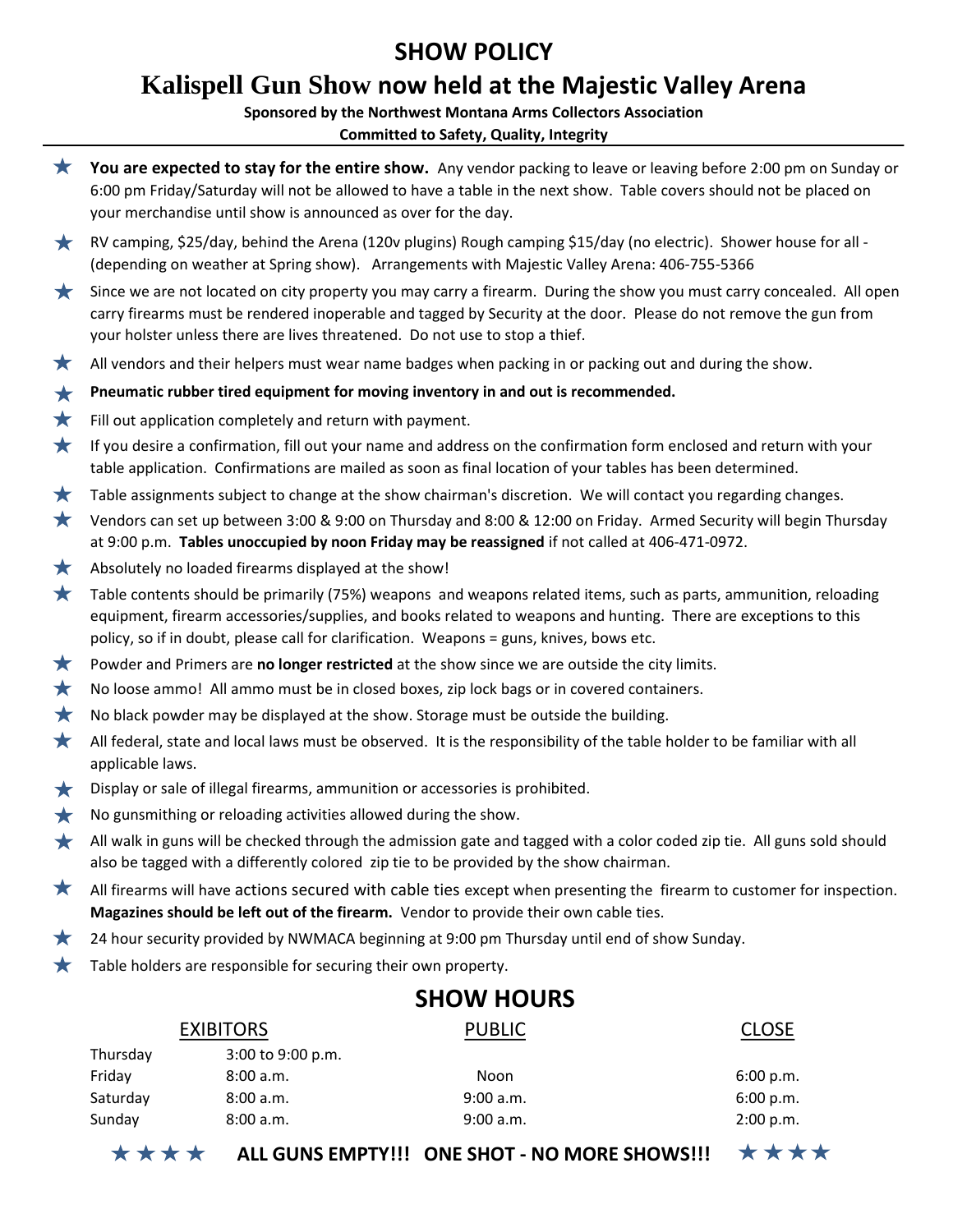# SHOW POLICY

## Kalispell Gun Show now held at the Majestic Valley Arena

**Sponsored by the Northwest Montana Arms Collectors Association**

**Committed to Safety, Quality, Integrity**

- **You are expected to stay for the entire show.** Any vendor packing to leave or leaving before 2:00 pm on Sunday or 6:00 pm Friday/Saturday will not be allowed to have a table in the next show. Table covers should not be placed on your merchandise until show is announced as over for the day.
- RV camping, $25/day, behind the Arena (120v plugins) Rough camping $15/day (no electric). Shower house for all - (depending on weather at Spring show). Arrangements with Majestic Valley Arena: 406-755-5366
- Since we are not located on city property you may carry a firearm. During the show you must carry concealed. All open carry firearms must be rendered inoperable and tagged by Security at the door. Please do not remove the gun from your holster unless there are lives threatened. Do not use to stop a thief.
- All vendors and their helpers must wear name badges when packing in or packing out and during the show.
- **Pneumatic rubber tired equipment for moving inventory in and out is recommended.**
- Fill out application completely and return with payment.
- If you desire a confirmation, fill out your name and address on the confirmation form enclosed and return with your table application. Confirmations are mailed as soon as final location of your tables has been determined.
- Table assignments subject to change at the show chairman's discretion. We will contact you regarding changes.
- Vendors can set up between 3:00 & 9:00 on Thursday and 8:00 & 12:00 on Friday. Armed Security will begin Thursday at 9:00 p.m. **Tables unoccupied by noon Friday may be reassigned** if not called at 406-471-0972.
- Absolutely no loaded firearms displayed at the show!
- Table contents should be primarily (75%) weapons and weapons related items, such as parts, ammunition, reloading equipment, firearm accessories/supplies, and books related to weapons and hunting. There are exceptions to this policy, so if in doubt, please call for clarification. Weapons = guns, knives, bows etc.
- Powder and Primers are **no longer restricted** at the show since we are outside the city limits.
- No loose ammo! All ammo must be in closed boxes, zip lock bags or in covered containers.
- No black powder may be displayed at the show. Storage must be outside the building.
- All federal, state and local laws must be observed. It is the responsibility of the table holder to be familiar with all applicable laws.
- Display or sale of illegal firearms, ammunition or accessories is prohibited.
- No gunsmithing or reloading activities allowed during the show.
- All walk in guns will be checked through the admission gate and tagged with a color coded zip tie. All guns sold should also be tagged with a differently colored zip tie to be provided by the show chairman.
- All firearms will have actions secured with cable ties except when presenting the firearm to customer for inspection. **Magazines should be left out of the firearm.** Vendor to provide their own cable ties.
- 24 hour security provided by NWMACA beginning at 9:00 pm Thursday until end of show Sunday.
- Table holders are responsible for securing their own property.

## SHOW HOURS

| | EXIBITORS | PUBLIC | CLOSE |
|---|---|---|---|
| Thursday | 3:00 to 9:00 p.m. | | |
| Friday | 8:00 a.m. | Noon | 6:00 p.m. |
| Saturday | 8:00 a.m. | 9:00 a.m. | 6:00 p.m. |
| Sunday | 8:00 a.m. | 9:00 a.m. | 2:00 p.m. |

**★★★★ ALL GUNS EMPTY!!! ONE SHOT - NO MORE SHOWS!!! ★★★★**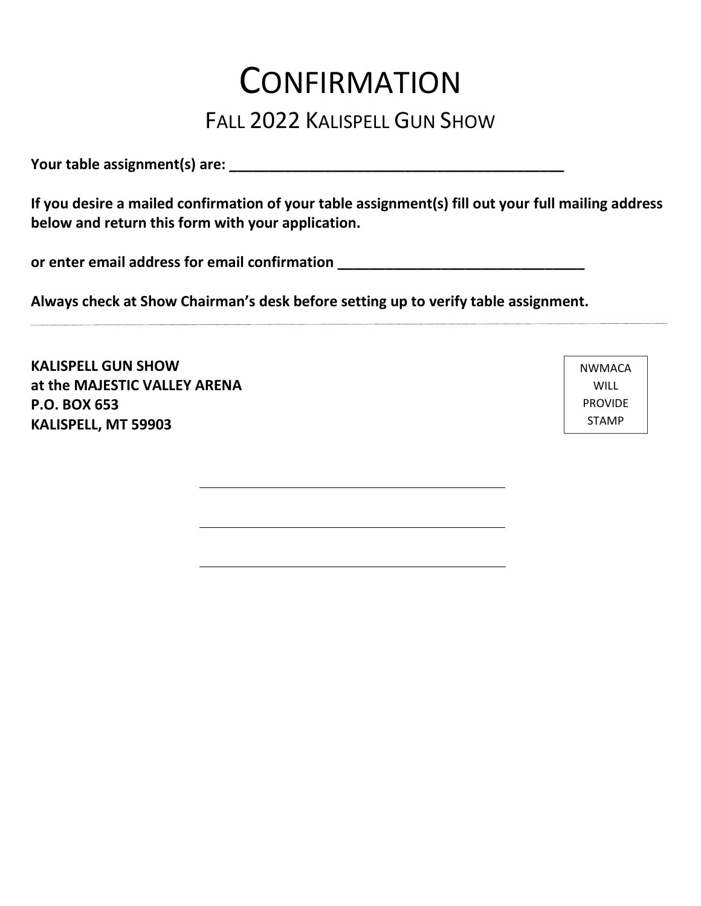# CONFIRMATION

## FALL 2022 KALISPELL GUN SHOW

**Your table assignment(s) are: ___________________________________________**

**If you desire a mailed confirmation of your table assignment(s) fill out your full mailing address below and return this form with your application.**

**or enter email address for email confirmation ________________________________**

**Always check at Show Chairman's desk before setting up to verify table assignment.**

---

**KALISPELL GUN SHOW**
**at the MAJESTIC VALLEY ARENA**
**P.O. BOX 653**
**KALISPELL, MT 59903**

NWMACA WILL PROVIDE STAMP

_______________________________________

_______________________________________

_______________________________________